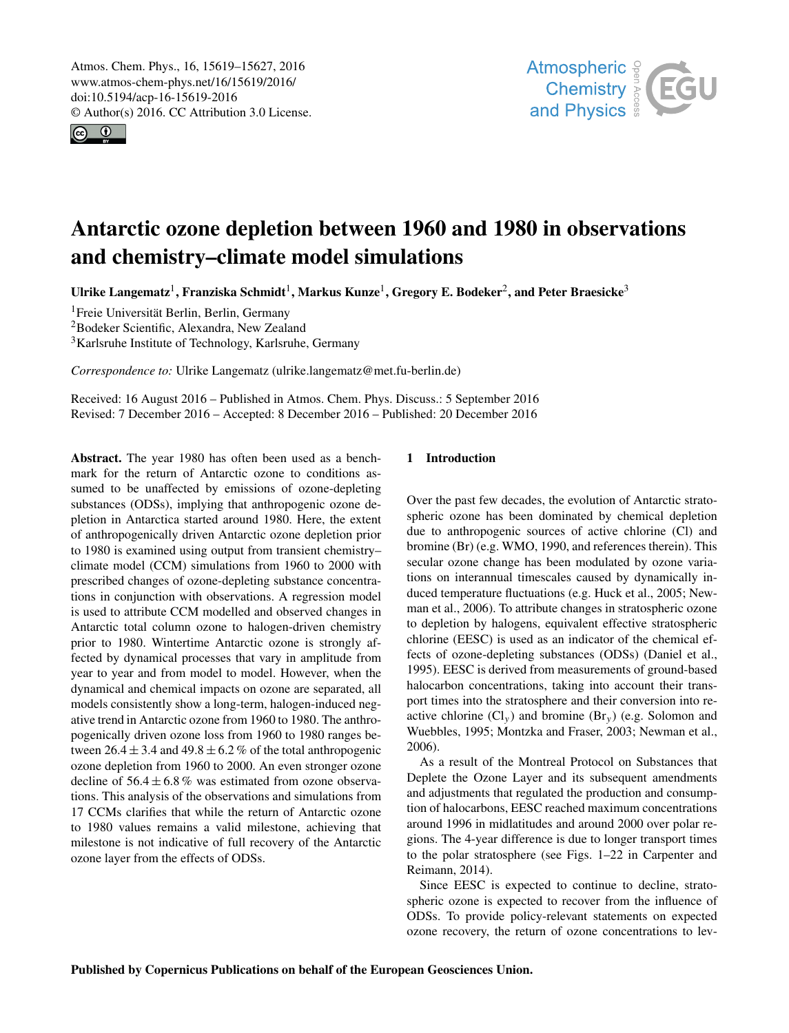# Antarctic ozone depletion between 1960 and 1980 in observations and chemistry–climate model simulations

**Ulrike Langematz[1], Franziska Schmidt[1], Markus Kunze[1], Gregory E. Bodeker[2], and Peter Braesicke[3]**

[1]Freie Universität Berlin, Berlin, Germany
[2]Bodeker Scientific, Alexandra, New Zealand
[3]Karlsruhe Institute of Technology, Karlsruhe, Germany

*Correspondence to:* Ulrike Langematz (ulrike.langematz@met.fu-berlin.de)

Received: 16 August 2016 – Published in Atmos. Chem. Phys. Discuss.: 5 September 2016
Revised: 7 December 2016 – Accepted: 8 December 2016 – Published: 20 December 2016

**Abstract.** The year 1980 has often been used as a benchmark for the return of Antarctic ozone to conditions assumed to be unaffected by emissions of ozone-depleting substances (ODSs), implying that anthropogenic ozone depletion in Antarctica started around 1980. Here, the extent of anthropogenically driven Antarctic ozone depletion prior to 1980 is examined using output from transient chemistry–climate model (CCM) simulations from 1960 to 2000 with prescribed changes of ozone-depleting substance concentrations in conjunction with observations. A regression model is used to attribute CCM modelled and observed changes in Antarctic total column ozone to halogen-driven chemistry prior to 1980. Wintertime Antarctic ozone is strongly affected by dynamical processes that vary in amplitude from year to year and from model to model. However, when the dynamical and chemical impacts on ozone are separated, all models consistently show a long-term, halogen-induced negative trend in Antarctic ozone from 1960 to 1980. The anthropogenically driven ozone loss from 1960 to 1980 ranges between $26.4 \pm 3.4$ and $49.8 \pm 6.2$ % of the total anthropogenic ozone depletion from 1960 to 2000. An even stronger ozone decline of $56.4 \pm 6.8$ % was estimated from ozone observations. This analysis of the observations and simulations from 17 CCMs clarifies that while the return of Antarctic ozone to 1980 values remains a valid milestone, achieving that milestone is not indicative of full recovery of the Antarctic ozone layer from the effects of ODSs.

## 1 Introduction

Over the past few decades, the evolution of Antarctic stratospheric ozone has been dominated by chemical depletion due to anthropogenic sources of active chlorine (Cl) and bromine (Br) (e.g. WMO, 1990, and references therein). This secular ozone change has been modulated by ozone variations on interannual timescales caused by dynamically induced temperature fluctuations (e.g. Huck et al., 2005; Newman et al., 2006). To attribute changes in stratospheric ozone to depletion by halogens, equivalent effective stratospheric chlorine (EESC) is used as an indicator of the chemical effects of ozone-depleting substances (ODSs) (Daniel et al., 1995). EESC is derived from measurements of ground-based halocarbon concentrations, taking into account their transport times into the stratosphere and their conversion into reactive chlorine ($Cl_y$) and bromine ($Br_y$) (e.g. Solomon and Wuebbles, 1995; Montzka and Fraser, 2003; Newman et al., 2006).

As a result of the Montreal Protocol on Substances that Deplete the Ozone Layer and its subsequent amendments and adjustments that regulated the production and consumption of halocarbons, EESC reached maximum concentrations around 1996 in midlatitudes and around 2000 over polar regions. The 4-year difference is due to longer transport times to the polar stratosphere (see Figs. 1–22 in Carpenter and Reimann, 2014).

Since EESC is expected to continue to decline, stratospheric ozone is expected to recover from the influence of ODSs. To provide policy-relevant statements on expected ozone recovery, the return of ozone concentrations to lev-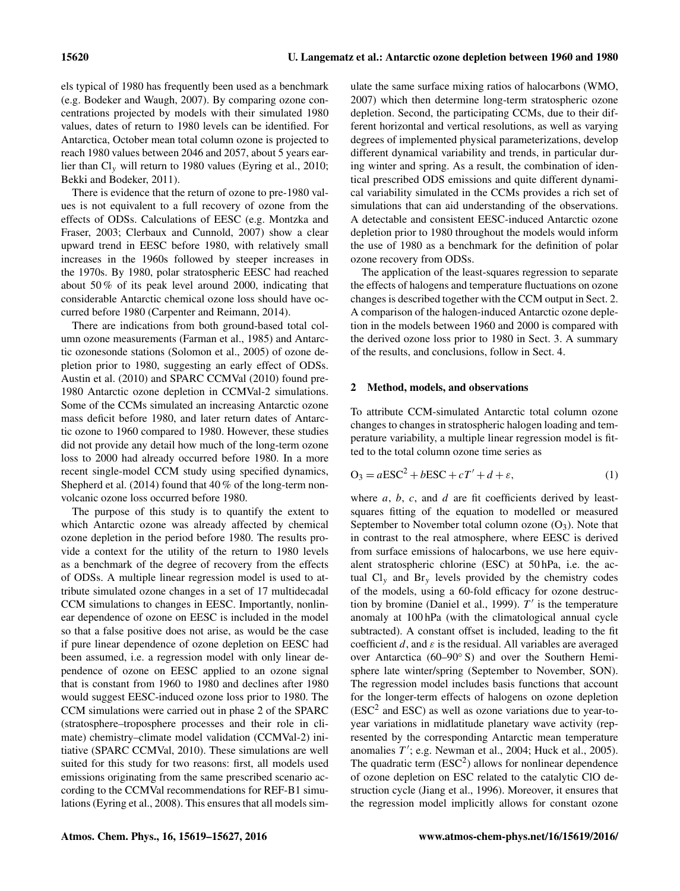els typical of 1980 has frequently been used as a benchmark (e.g. Bodeker and Waugh, 2007). By comparing ozone concentrations projected by models with their simulated 1980 values, dates of return to 1980 levels can be identified. For Antarctica, October mean total column ozone is projected to reach 1980 values between 2046 and 2057, about 5 years earlier than $Cl_y$ will return to 1980 values (Eyring et al., 2010; Bekki and Bodeker, 2011).

There is evidence that the return of ozone to pre-1980 values is not equivalent to a full recovery of ozone from the effects of ODSs. Calculations of EESC (e.g. Montzka and Fraser, 2003; Clerbaux and Cunnold, 2007) show a clear upward trend in EESC before 1980, with relatively small increases in the 1960s followed by steeper increases in the 1970s. By 1980, polar stratospheric EESC had reached about 50 % of its peak level around 2000, indicating that considerable Antarctic chemical ozone loss should have occurred before 1980 (Carpenter and Reimann, 2014).

There are indications from both ground-based total column ozone measurements (Farman et al., 1985) and Antarctic ozonesonde stations (Solomon et al., 2005) of ozone depletion prior to 1980, suggesting an early effect of ODSs. Austin et al. (2010) and SPARC CCMVal (2010) found pre-1980 Antarctic ozone depletion in CCMVal-2 simulations. Some of the CCMs simulated an increasing Antarctic ozone mass deficit before 1980, and later return dates of Antarctic ozone to 1960 compared to 1980. However, these studies did not provide any detail how much of the long-term ozone loss to 2000 had already occurred before 1980. In a more recent single-model CCM study using specified dynamics, Shepherd et al. (2014) found that 40 % of the long-term non-volcanic ozone loss occurred before 1980.

The purpose of this study is to quantify the extent to which Antarctic ozone was already affected by chemical ozone depletion in the period before 1980. The results provide a context for the utility of the return to 1980 levels as a benchmark of the degree of recovery from the effects of ODSs. A multiple linear regression model is used to attribute simulated ozone changes in a set of 17 multidecadal CCM simulations to changes in EESC. Importantly, nonlinear dependence of ozone on EESC is included in the model so that a false positive does not arise, as would be the case if pure linear dependence of ozone depletion on EESC had been assumed, i.e. a regression model with only linear dependence of ozone on EESC applied to an ozone signal that is constant from 1960 to 1980 and declines after 1980 would suggest EESC-induced ozone loss prior to 1980. The CCM simulations were carried out in phase 2 of the SPARC (stratosphere–troposphere processes and their role in climate) chemistry–climate model validation (CCMVal-2) initiative (SPARC CCMVal, 2010). These simulations are well suited for this study for two reasons: first, all models used emissions originating from the same prescribed scenario according to the CCMVal recommendations for REF-B1 simulations (Eyring et al., 2008). This ensures that all models simulate the same surface mixing ratios of halocarbons (WMO, 2007) which then determine long-term stratospheric ozone depletion. Second, the participating CCMs, due to their different horizontal and vertical resolutions, as well as varying degrees of implemented physical parameterizations, develop different dynamical variability and trends, in particular during winter and spring. As a result, the combination of identical prescribed ODS emissions and quite different dynamical variability simulated in the CCMs provides a rich set of simulations that can aid understanding of the observations. A detectable and consistent EESC-induced Antarctic ozone depletion prior to 1980 throughout the models would inform the use of 1980 as a benchmark for the definition of polar ozone recovery from ODSs.

The application of the least-squares regression to separate the effects of halogens and temperature fluctuations on ozone changes is described together with the CCM output in Sect. 2. A comparison of the halogen-induced Antarctic ozone depletion in the models between 1960 and 2000 is compared with the derived ozone loss prior to 1980 in Sect. 3. A summary of the results, and conclusions, follow in Sect. 4.

## 2 Method, models, and observations

To attribute CCM-simulated Antarctic total column ozone changes to changes in stratospheric halogen loading and temperature variability, a multiple linear regression model is fitted to the total column ozone time series as

$$O_3 = a\mathrm{ESC}^2 + b\mathrm{ESC} + cT' + d + \varepsilon, \tag{1}$$

where $a$, $b$, $c$, and $d$ are fit coefficients derived by least-squares fitting of the equation to modelled or measured September to November total column ozone ($O_3$). Note that in contrast to the real atmosphere, where EESC is derived from surface emissions of halocarbons, we use here equivalent stratospheric chlorine (ESC) at 50 hPa, i.e. the actual $Cl_y$ and $Br_y$ levels provided by the chemistry codes of the models, using a 60-fold efficacy for ozone destruction by bromine (Daniel et al., 1999). $T'$ is the temperature anomaly at 100 hPa (with the climatological annual cycle subtracted). A constant offset is included, leading to the fit coefficient $d$, and $\varepsilon$ is the residual. All variables are averaged over Antarctica (60–90° S) and over the Southern Hemisphere late winter/spring (September to November, SON). The regression model includes basis functions that account for the longer-term effects of halogens on ozone depletion ($\mathrm{ESC}^2$ and ESC) as well as ozone variations due to year-to-year variations in midlatitude planetary wave activity (represented by the corresponding Antarctic mean temperature anomalies $T'$; e.g. Newman et al., 2004; Huck et al., 2005). The quadratic term ($\mathrm{ESC}^2$) allows for nonlinear dependence of ozone depletion on ESC related to the catalytic ClO destruction cycle (Jiang et al., 1996). Moreover, it ensures that the regression model implicitly allows for constant ozone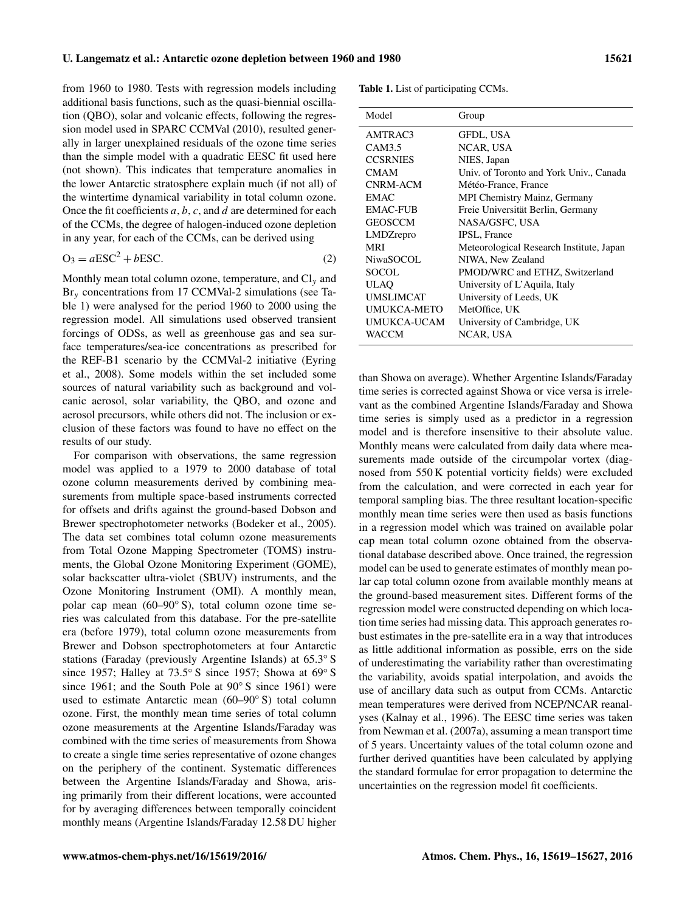from 1960 to 1980. Tests with regression models including additional basis functions, such as the quasi-biennial oscillation (QBO), solar and volcanic effects, following the regression model used in SPARC CCMVal (2010), resulted generally in larger unexplained residuals of the ozone time series than the simple model with a quadratic EESC fit used here (not shown). This indicates that temperature anomalies in the lower Antarctic stratosphere explain much (if not all) of the wintertime dynamical variability in total column ozone. Once the fit coefficients $a$, $b$, $c$, and $d$ are determined for each of the CCMs, the degree of halogen-induced ozone depletion in any year, for each of the CCMs, can be derived using

$$O_3 = a\mathrm{ESC}^2 + b\mathrm{ESC}. \tag{2}$$

Monthly mean total column ozone, temperature, and $Cl_y$ and $Br_y$ concentrations from 17 CCMVal-2 simulations (see Table 1) were analysed for the period 1960 to 2000 using the regression model. All simulations used observed transient forcings of ODSs, as well as greenhouse gas and sea surface temperatures/sea-ice concentrations as prescribed for the REF-B1 scenario by the CCMVal-2 initiative (Eyring et al., 2008). Some models within the set included some sources of natural variability such as background and volcanic aerosol, solar variability, the QBO, and ozone and aerosol precursors, while others did not. The inclusion or exclusion of these factors was found to have no effect on the results of our study.

For comparison with observations, the same regression model was applied to a 1979 to 2000 database of total ozone column measurements derived by combining measurements from multiple space-based instruments corrected for offsets and drifts against the ground-based Dobson and Brewer spectrophotometer networks (Bodeker et al., 2005). The data set combines total column ozone measurements from Total Ozone Mapping Spectrometer (TOMS) instruments, the Global Ozone Monitoring Experiment (GOME), solar backscatter ultra-violet (SBUV) instruments, and the Ozone Monitoring Instrument (OMI). A monthly mean, polar cap mean (60–90° S), total column ozone time series was calculated from this database. For the pre-satellite era (before 1979), total column ozone measurements from Brewer and Dobson spectrophotometers at four Antarctic stations (Faraday (previously Argentine Islands) at 65.3° S since 1957; Halley at 73.5° S since 1957; Showa at 69° S since 1961; and the South Pole at 90° S since 1961) were used to estimate Antarctic mean (60–90° S) total column ozone. First, the monthly mean time series of total column ozone measurements at the Argentine Islands/Faraday was combined with the time series of measurements from Showa to create a single time series representative of ozone changes on the periphery of the continent. Systematic differences between the Argentine Islands/Faraday and Showa, arising primarily from their different locations, were accounted for by averaging differences between temporally coincident monthly means (Argentine Islands/Faraday 12.58 DU higher than Showa on average). Whether Argentine Islands/Faraday time series is corrected against Showa or vice versa is irrelevant as the combined Argentine Islands/Faraday and Showa time series is simply used as a predictor in a regression model and is therefore insensitive to their absolute value. Monthly means were calculated from daily data where measurements made outside of the circumpolar vortex (diagnosed from 550 K potential vorticity fields) were excluded from the calculation, and were corrected in each year for temporal sampling bias. The three resultant location-specific monthly mean time series were then used as basis functions in a regression model which was trained on available polar cap mean total column ozone obtained from the observational database described above. Once trained, the regression model can be used to generate estimates of monthly mean polar cap total column ozone from available monthly means at the ground-based measurement sites. Different forms of the regression model were constructed depending on which location time series had missing data. This approach generates robust estimates in the pre-satellite era in a way that introduces as little additional information as possible, errs on the side of underestimating the variability rather than overestimating the variability, avoids spatial interpolation, and avoids the use of ancillary data such as output from CCMs. Antarctic mean temperatures were derived from NCEP/NCAR reanalyses (Kalnay et al., 1996). The EESC time series was taken from Newman et al. (2007a), assuming a mean transport time of 5 years. Uncertainty values of the total column ozone and further derived quantities have been calculated by applying the standard formulae for error propagation to determine the uncertainties on the regression model fit coefficients.

**Table 1.** List of participating CCMs.

| Model | Group |
|---|---|
| AMTRAC3 | GFDL, USA |
| CAM3.5 | NCAR, USA |
| CCSRNIES | NIES, Japan |
| CMAM | Univ. of Toronto and York Univ., Canada |
| CNRM-ACM | Météo-France, France |
| EMAC | MPI Chemistry Mainz, Germany |
| EMAC-FUB | Freie Universität Berlin, Germany |
| GEOSCCM | NASA/GSFC, USA |
| LMDZrepro | IPSL, France |
| MRI | Meteorological Research Institute, Japan |
| NiwaSOCOL | NIWA, New Zealand |
| SOCOL | PMOD/WRC and ETHZ, Switzerland |
| ULAQ | University of L'Aquila, Italy |
| UMSLIMCAT | University of Leeds, UK |
| UMUKCA-METO | MetOffice, UK |
| UMUKCA-UCAM | University of Cambridge, UK |
| WACCM | NCAR, USA |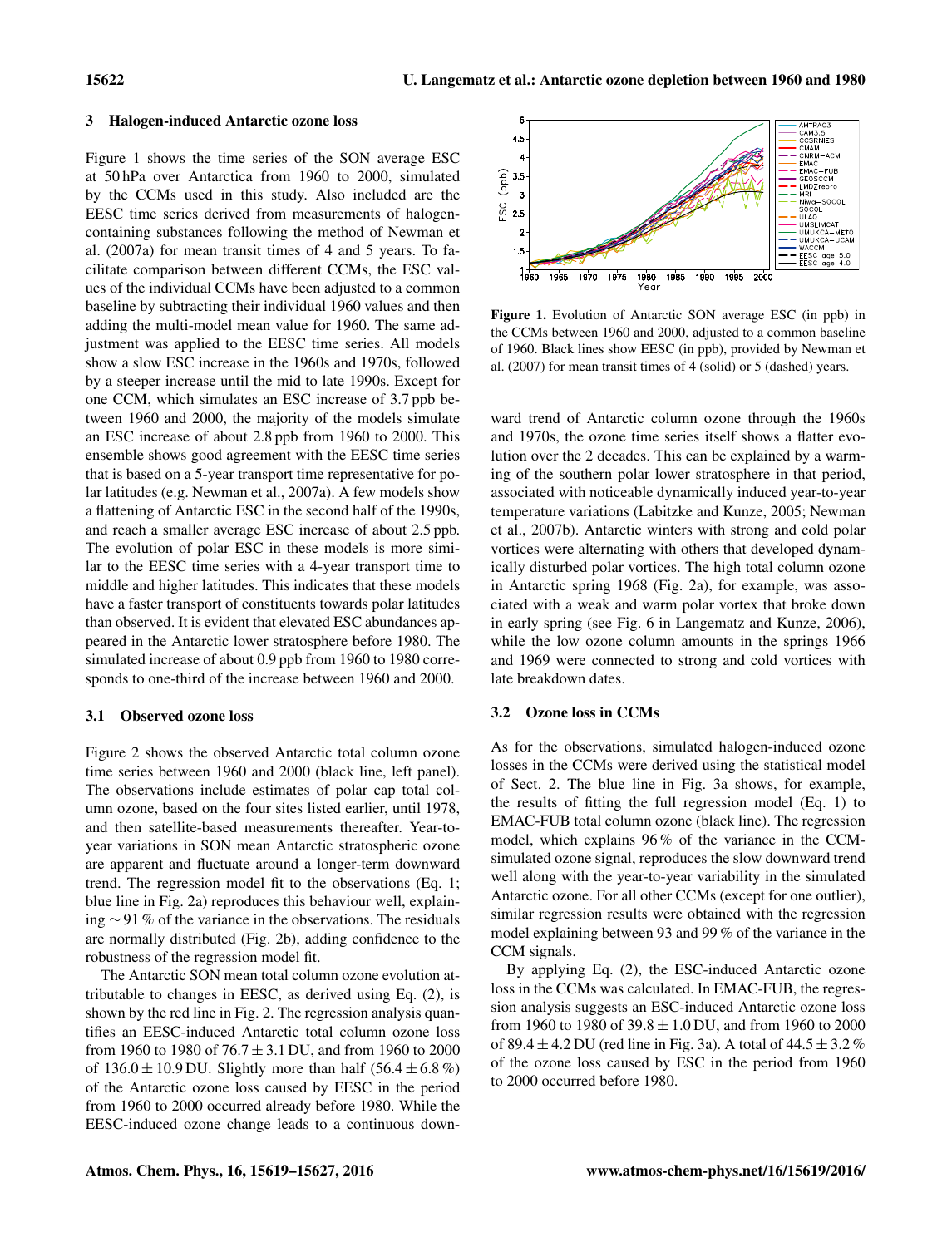## 3 Halogen-induced Antarctic ozone loss

Figure 1 shows the time series of the SON average ESC at 50 hPa over Antarctica from 1960 to 2000, simulated by the CCMs used in this study. Also included are the EESC time series derived from measurements of halogen-containing substances following the method of Newman et al. (2007a) for mean transit times of 4 and 5 years. To facilitate comparison between different CCMs, the ESC values of the individual CCMs have been adjusted to a common baseline by subtracting their individual 1960 values and then adding the multi-model mean value for 1960. The same adjustment was applied to the EESC time series. All models show a slow ESC increase in the 1960s and 1970s, followed by a steeper increase until the mid to late 1990s. Except for one CCM, which simulates an ESC increase of 3.7 ppb between 1960 and 2000, the majority of the models simulate an ESC increase of about 2.8 ppb from 1960 to 2000. This ensemble shows good agreement with the EESC time series that is based on a 5-year transport time representative for polar latitudes (e.g. Newman et al., 2007a). A few models show a flattening of Antarctic ESC in the second half of the 1990s, and reach a smaller average ESC increase of about 2.5 ppb. The evolution of polar ESC in these models is more similar to the EESC time series with a 4-year transport time to middle and higher latitudes. This indicates that these models have a faster transport of constituents towards polar latitudes than observed. It is evident that elevated ESC abundances appeared in the Antarctic lower stratosphere before 1980. The simulated increase of about 0.9 ppb from 1960 to 1980 corresponds to one-third of the increase between 1960 and 2000.

**Figure 1.** Evolution of Antarctic SON average ESC (in ppb) in the CCMs between 1960 and 2000, adjusted to a common baseline of 1960. Black lines show EESC (in ppb), provided by Newman et al. (2007) for mean transit times of 4 (solid) or 5 (dashed) years.

### 3.1 Observed ozone loss

Figure 2 shows the observed Antarctic total column ozone time series between 1960 and 2000 (black line, left panel). The observations include estimates of polar cap total column ozone, based on the four sites listed earlier, until 1978, and then satellite-based measurements thereafter. Year-to-year variations in SON mean Antarctic stratospheric ozone are apparent and fluctuate around a longer-term downward trend. The regression model fit to the observations (Eq. 1; blue line in Fig. 2a) reproduces this behaviour well, explaining $\sim 91$ % of the variance in the observations. The residuals are normally distributed (Fig. 2b), adding confidence to the robustness of the regression model fit.

The Antarctic SON mean total column ozone evolution attributable to changes in EESC, as derived using Eq. (2), is shown by the red line in Fig. 2. The regression analysis quantifies an EESC-induced Antarctic total column ozone loss from 1960 to 1980 of $76.7 \pm 3.1$ DU, and from 1960 to 2000 of $136.0 \pm 10.9$ DU. Slightly more than half ($56.4 \pm 6.8$ %) of the Antarctic ozone loss caused by EESC in the period from 1960 to 2000 occurred already before 1980. While the EESC-induced ozone change leads to a continuous downward trend of Antarctic column ozone through the 1960s and 1970s, the ozone time series itself shows a flatter evolution over the 2 decades. This can be explained by a warming of the southern polar lower stratosphere in that period, associated with noticeable dynamically induced year-to-year temperature variations (Labitzke and Kunze, 2005; Newman et al., 2007b). Antarctic winters with strong and cold polar vortices were alternating with others that developed dynamically disturbed polar vortices. The high total column ozone in Antarctic spring 1968 (Fig. 2a), for example, was associated with a weak and warm polar vortex that broke down in early spring (see Fig. 6 in Langematz and Kunze, 2006), while the low ozone column amounts in the springs 1966 and 1969 were connected to strong and cold vortices with late breakdown dates.

### 3.2 Ozone loss in CCMs

As for the observations, simulated halogen-induced ozone losses in the CCMs were derived using the statistical model of Sect. 2. The blue line in Fig. 3a shows, for example, the results of fitting the full regression model (Eq. 1) to EMAC-FUB total column ozone (black line). The regression model, which explains 96 % of the variance in the CCM-simulated ozone signal, reproduces the slow downward trend well along with the year-to-year variability in the simulated Antarctic ozone. For all other CCMs (except for one outlier), similar regression results were obtained with the regression model explaining between 93 and 99 % of the variance in the CCM signals.

By applying Eq. (2), the ESC-induced Antarctic ozone loss in the CCMs was calculated. In EMAC-FUB, the regression analysis suggests an ESC-induced Antarctic ozone loss from 1960 to 1980 of $39.8 \pm 1.0$ DU, and from 1960 to 2000 of $89.4 \pm 4.2$ DU (red line in Fig. 3a). A total of $44.5 \pm 3.2$ % of the ozone loss caused by ESC in the period from 1960 to 2000 occurred before 1980.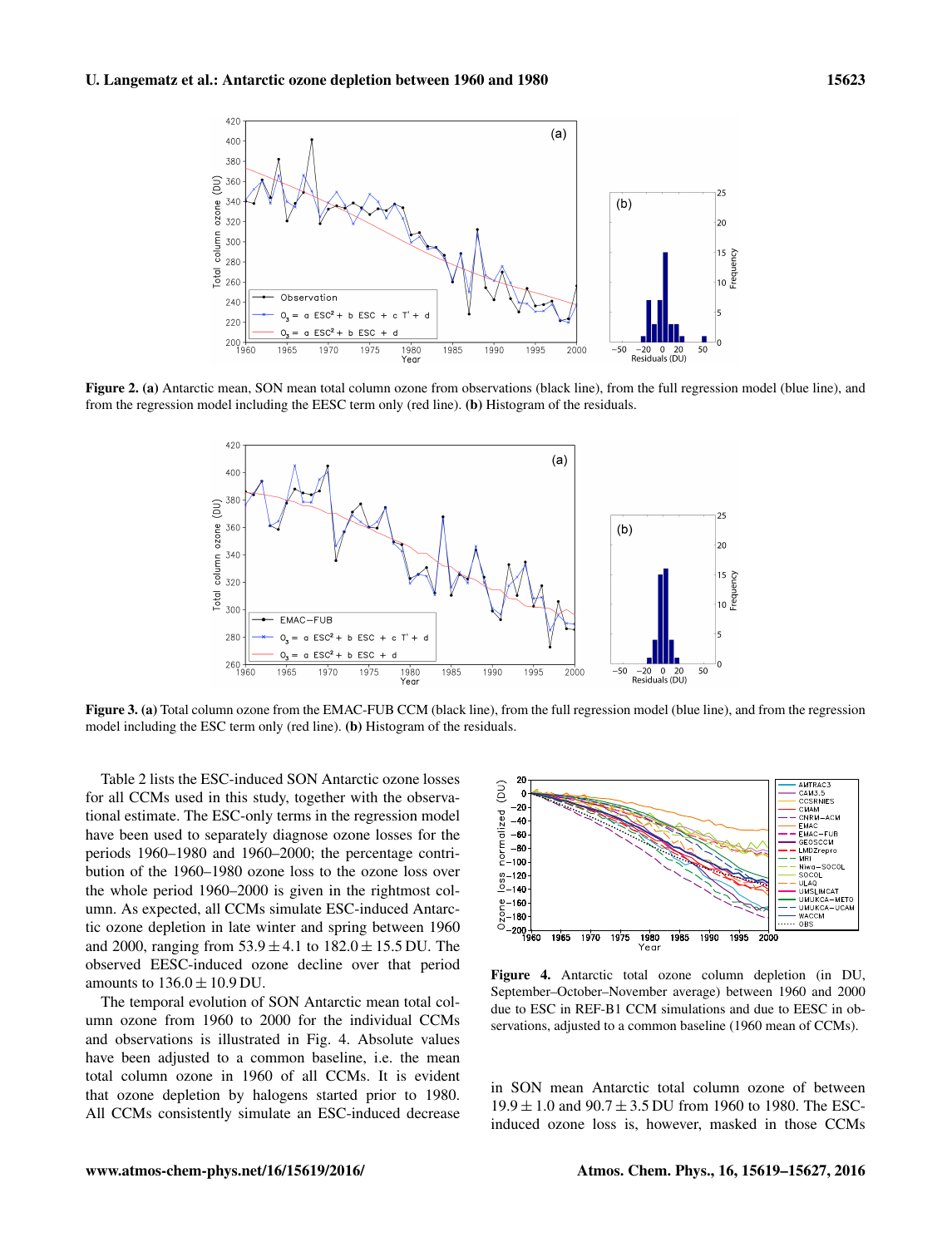Figure 2. (a) Antarctic mean, SON mean total column ozone from observations (black line), from the full regression model (blue line), and from the regression model including the EESC term only (red line). (b) Histogram of the residuals.

Figure 3. (a) Total column ozone from the EMAC-FUB CCM (black line), from the full regression model (blue line), and from the regression model including the ESC term only (red line). (b) Histogram of the residuals.

Table 2 lists the ESC-induced SON Antarctic ozone losses for all CCMs used in this study, together with the observational estimate. The ESC-only terms in the regression model have been used to separately diagnose ozone losses for the periods 1960–1980 and 1960–2000; the percentage contribution of the 1960–1980 ozone loss to the ozone loss over the whole period 1960–2000 is given in the rightmost column. As expected, all CCMs simulate ESC-induced Antarctic ozone depletion in late winter and spring between 1960 and 2000, ranging from $53.9 \pm 4.1$ to $182.0 \pm 15.5$ DU. The observed EESC-induced ozone decline over that period amounts to $136.0 \pm 10.9$ DU.

The temporal evolution of SON Antarctic mean total column ozone from 1960 to 2000 for the individual CCMs and observations is illustrated in Fig. 4. Absolute values have been adjusted to a common baseline, i.e. the mean total column ozone in 1960 of all CCMs. It is evident that ozone depletion by halogens started prior to 1980. All CCMs consistently simulate an ESC-induced decrease in SON mean Antarctic total column ozone of between $19.9 \pm 1.0$ and $90.7 \pm 3.5$ DU from 1960 to 1980. The ESC-induced ozone loss is, however, masked in those CCMs

Figure 4. Antarctic total ozone column depletion (in DU, September–October–November average) between 1960 and 2000 due to ESC in REF-B1 CCM simulations and due to EESC in observations, adjusted to a common baseline (1960 mean of CCMs).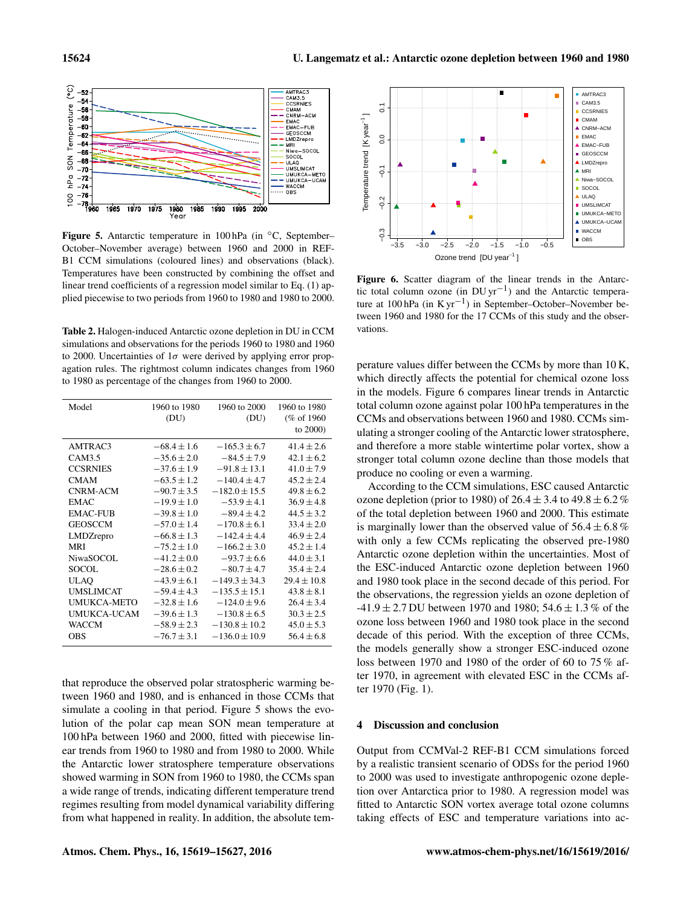**Figure 5.** Antarctic temperature in 100 hPa (in °C, September–October–November average) between 1960 and 2000 in REF-B1 CCM simulations (coloured lines) and observations (black). Temperatures have been constructed by combining the offset and linear trend coefficients of a regression model similar to Eq. (1) applied piecewise to two periods from 1960 to 1980 and 1980 to 2000.

**Table 2.** Halogen-induced Antarctic ozone depletion in DU in CCM simulations and observations for the periods 1960 to 1980 and 1960 to 2000. Uncertainties of 1$\sigma$ were derived by applying error propagation rules. The rightmost column indicates changes from 1960 to 1980 as percentage of the changes from 1960 to 2000.

| Model | 1960 to 1980 (DU) | 1960 to 2000 (DU) | 1960 to 1980 (% of 1960 to 2000) |
|---|---|---|---|
| AMTRAC3 | $-68.4 \pm 1.6$ | $-165.3 \pm 6.7$ | $41.4 \pm 2.6$ |
| CAM3.5 | $-35.6 \pm 2.0$ | $-84.5 \pm 7.9$ | $42.1 \pm 6.2$ |
| CCSRNIES | $-37.6 \pm 1.9$ | $-91.8 \pm 13.1$ | $41.0 \pm 7.9$ |
| CMAM | $-63.5 \pm 1.2$ | $-140.4 \pm 4.7$ | $45.2 \pm 2.4$ |
| CNRM-ACM | $-90.7 \pm 3.5$ | $-182.0 \pm 15.5$ | $49.8 \pm 6.2$ |
| EMAC | $-19.9 \pm 1.0$ | $-53.9 \pm 4.1$ | $36.9 \pm 4.8$ |
| EMAC-FUB | $-39.8 \pm 1.0$ | $-89.4 \pm 4.2$ | $44.5 \pm 3.2$ |
| GEOSCCM | $-57.0 \pm 1.4$ | $-170.8 \pm 6.1$ | $33.4 \pm 2.0$ |
| LMDZrepro | $-66.8 \pm 1.3$ | $-142.4 \pm 4.4$ | $46.9 \pm 2.4$ |
| MRI | $-75.2 \pm 1.0$ | $-166.2 \pm 3.0$ | $45.2 \pm 1.4$ |
| NiwaSOCOL | $-41.2 \pm 0.0$ | $-93.7 \pm 6.6$ | $44.0 \pm 3.1$ |
| SOCOL | $-28.6 \pm 0.2$ | $-80.7 \pm 4.7$ | $35.4 \pm 2.4$ |
| ULAQ | $-43.9 \pm 6.1$ | $-149.3 \pm 34.3$ | $29.4 \pm 10.8$ |
| UMSLIMCAT | $-59.4 \pm 4.3$ | $-135.5 \pm 15.1$ | $43.8 \pm 8.1$ |
| UMUKCA-METO | $-32.8 \pm 1.6$ | $-124.0 \pm 9.6$ | $26.4 \pm 3.4$ |
| UMUKCA-UCAM | $-39.6 \pm 1.3$ | $-130.8 \pm 6.5$ | $30.3 \pm 2.5$ |
| WACCM | $-58.9 \pm 2.3$ | $-130.8 \pm 10.2$ | $45.0 \pm 5.3$ |
| OBS | $-76.7 \pm 3.1$ | $-136.0 \pm 10.9$ | $56.4 \pm 6.8$ |

that reproduce the observed polar stratospheric warming between 1960 and 1980, and is enhanced in those CCMs that simulate a cooling in that period. Figure 5 shows the evolution of the polar cap mean SON mean temperature at 100 hPa between 1960 and 2000, fitted with piecewise linear trends from 1960 to 1980 and from 1980 to 2000. While the Antarctic lower stratosphere temperature observations showed warming in SON from 1960 to 1980, the CCMs span a wide range of trends, indicating different temperature trend regimes resulting from model dynamical variability differing from what happened in reality. In addition, the absolute temperature values differ between the CCMs by more than 10 K, which directly affects the potential for chemical ozone loss in the models. Figure 6 compares linear trends in Antarctic total column ozone against polar 100 hPa temperatures in the CCMs and observations between 1960 and 1980. CCMs simulating a stronger cooling of the Antarctic lower stratosphere, and therefore a more stable wintertime polar vortex, show a stronger total column ozone decline than those models that produce no cooling or even a warming.

**Figure 6.** Scatter diagram of the linear trends in the Antarctic total column ozone (in DU $yr^{-1}$) and the Antarctic temperature at 100 hPa (in K $yr^{-1}$) in September–October–November between 1960 and 1980 for the 17 CCMs of this study and the observations.

According to the CCM simulations, ESC caused Antarctic ozone depletion (prior to 1980) of $26.4 \pm 3.4$ to $49.8 \pm 6.2$ % of the total depletion between 1960 and 2000. This estimate is marginally lower than the observed value of $56.4 \pm 6.8$ % with only a few CCMs replicating the observed pre-1980 Antarctic ozone depletion within the uncertainties. Most of the ESC-induced Antarctic ozone depletion between 1960 and 1980 took place in the second decade of this period. For the observations, the regression yields an ozone depletion of $-41.9 \pm 2.7$ DU between 1970 and 1980; $54.6 \pm 1.3$ % of the ozone loss between 1960 and 1980 took place in the second decade of this period. With the exception of three CCMs, the models generally show a stronger ESC-induced ozone loss between 1970 and 1980 of the order of 60 to 75 % after 1970, in agreement with elevated ESC in the CCMs after 1970 (Fig. 1).

## 4 Discussion and conclusion

Output from CCMVal-2 REF-B1 CCM simulations forced by a realistic transient scenario of ODSs for the period 1960 to 2000 was used to investigate anthropogenic ozone depletion over Antarctica prior to 1980. A regression model was fitted to Antarctic SON vortex average total ozone columns taking effects of ESC and temperature variations into ac-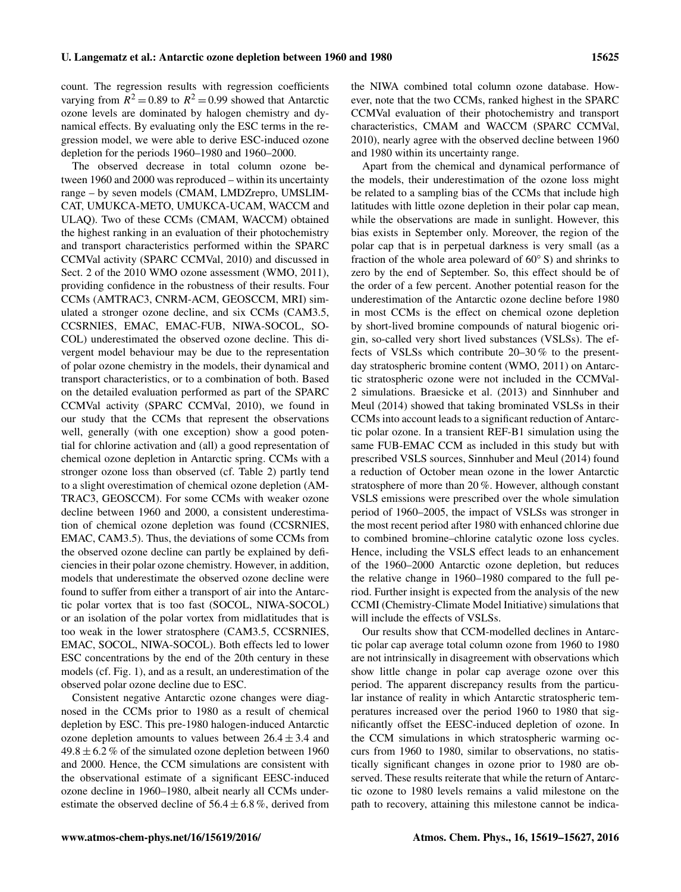count. The regression results with regression coefficients varying from $R^2 = 0.89$ to $R^2 = 0.99$ showed that Antarctic ozone levels are dominated by halogen chemistry and dynamical effects. By evaluating only the ESC terms in the regression model, we were able to derive ESC-induced ozone depletion for the periods 1960–1980 and 1960–2000.

The observed decrease in total column ozone between 1960 and 2000 was reproduced – within its uncertainty range – by seven models (CMAM, LMDZrepro, UMSLIMCAT, UMUKCA-METO, UMUKCA-UCAM, WACCM and ULAQ). Two of these CCMs (CMAM, WACCM) obtained the highest ranking in an evaluation of their photochemistry and transport characteristics performed within the SPARC CCMVal activity (SPARC CCMVal, 2010) and discussed in Sect. 2 of the 2010 WMO ozone assessment (WMO, 2011), providing confidence in the robustness of their results. Four CCMs (AMTRAC3, CNRM-ACM, GEOSCCM, MRI) simulated a stronger ozone decline, and six CCMs (CAM3.5, CCSRNIES, EMAC, EMAC-FUB, NIWA-SOCOL, SOCOL) underestimated the observed ozone decline. This divergent model behaviour may be due to the representation of polar ozone chemistry in the models, their dynamical and transport characteristics, or to a combination of both. Based on the detailed evaluation performed as part of the SPARC CCMVal activity (SPARC CCMVal, 2010), we found in our study that the CCMs that represent the observations well, generally (with one exception) show a good potential for chlorine activation and (all) a good representation of chemical ozone depletion in Antarctic spring. CCMs with a stronger ozone loss than observed (cf. Table 2) partly tend to a slight overestimation of chemical ozone depletion (AMTRAC3, GEOSCCM). For some CCMs with weaker ozone decline between 1960 and 2000, a consistent underestimation of chemical ozone depletion was found (CCSRNIES, EMAC, CAM3.5). Thus, the deviations of some CCMs from the observed ozone decline can partly be explained by deficiencies in their polar ozone chemistry. However, in addition, models that underestimate the observed ozone decline were found to suffer from either a transport of air into the Antarctic polar vortex that is too fast (SOCOL, NIWA-SOCOL) or an isolation of the polar vortex from midlatitudes that is too weak in the lower stratosphere (CAM3.5, CCSRNIES, EMAC, SOCOL, NIWA-SOCOL). Both effects led to lower ESC concentrations by the end of the 20th century in these models (cf. Fig. 1), and as a result, an underestimation of the observed polar ozone decline due to ESC.

Consistent negative Antarctic ozone changes were diagnosed in the CCMs prior to 1980 as a result of chemical depletion by ESC. This pre-1980 halogen-induced Antarctic ozone depletion amounts to values between $26.4 \pm 3.4$ and $49.8 \pm 6.2$ % of the simulated ozone depletion between 1960 and 2000. Hence, the CCM simulations are consistent with the observational estimate of a significant EESC-induced ozone decline in 1960–1980, albeit nearly all CCMs underestimate the observed decline of $56.4 \pm 6.8$ %, derived from the NIWA combined total column ozone database. However, note that the two CCMs, ranked highest in the SPARC CCMVal evaluation of their photochemistry and transport characteristics, CMAM and WACCM (SPARC CCMVal, 2010), nearly agree with the observed decline between 1960 and 1980 within its uncertainty range.

Apart from the chemical and dynamical performance of the models, their underestimation of the ozone loss might be related to a sampling bias of the CCMs that include high latitudes with little ozone depletion in their polar cap mean, while the observations are made in sunlight. However, this bias exists in September only. Moreover, the region of the polar cap that is in perpetual darkness is very small (as a fraction of the whole area poleward of 60° S) and shrinks to zero by the end of September. So, this effect should be of the order of a few percent. Another potential reason for the underestimation of the Antarctic ozone decline before 1980 in most CCMs is the effect on chemical ozone depletion by short-lived bromine compounds of natural biogenic origin, so-called very short lived substances (VSLSs). The effects of VSLSs which contribute 20–30 % to the present-day stratospheric bromine content (WMO, 2011) on Antarctic stratospheric ozone were not included in the CCMVal-2 simulations. Braesicke et al. (2013) and Sinnhuber and Meul (2014) showed that taking brominated VSLSs in their CCMs into account leads to a significant reduction of Antarctic polar ozone. In a transient REF-B1 simulation using the same FUB-EMAC CCM as included in this study but with prescribed VSLS sources, Sinnhuber and Meul (2014) found a reduction of October mean ozone in the lower Antarctic stratosphere of more than 20 %. However, although constant VSLS emissions were prescribed over the whole simulation period of 1960–2005, the impact of VSLSs was stronger in the most recent period after 1980 with enhanced chlorine due to combined bromine–chlorine catalytic ozone loss cycles. Hence, including the VSLS effect leads to an enhancement of the 1960–2000 Antarctic ozone depletion, but reduces the relative change in 1960–1980 compared to the full period. Further insight is expected from the analysis of the new CCMI (Chemistry-Climate Model Initiative) simulations that will include the effects of VSLSs.

Our results show that CCM-modelled declines in Antarctic polar cap average total column ozone from 1960 to 1980 are not intrinsically in disagreement with observations which show little change in polar cap average ozone over this period. The apparent discrepancy results from the particular instance of reality in which Antarctic stratospheric temperatures increased over the period 1960 to 1980 that significantly offset the EESC-induced depletion of ozone. In the CCM simulations in which stratospheric warming occurs from 1960 to 1980, similar to observations, no statistically significant changes in ozone prior to 1980 are observed. These results reiterate that while the return of Antarctic ozone to 1980 levels remains a valid milestone on the path to recovery, attaining this milestone cannot be indica-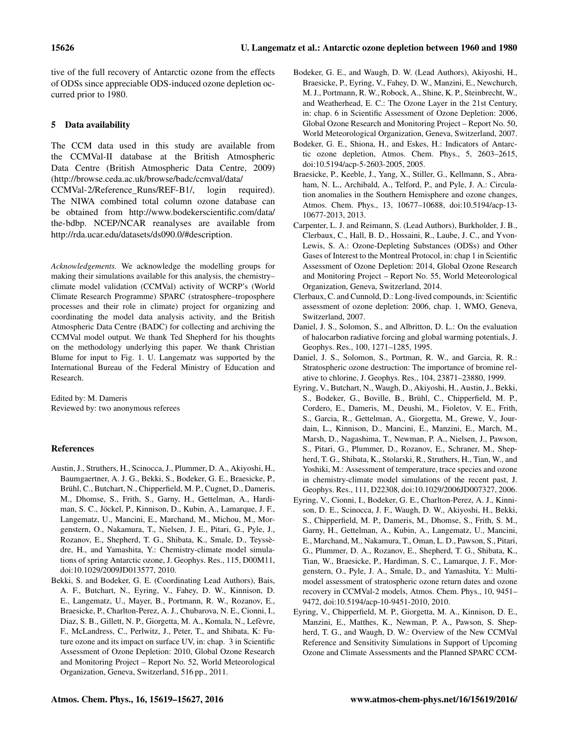tive of the full recovery of Antarctic ozone from the effects of ODSs since appreciable ODS-induced ozone depletion occurred prior to 1980.

## 5 Data availability

The CCM data used in this study are available from the CCMVal-II database at the British Atmospheric Data Centre (British Atmospheric Data Centre, 2009) (http://browse.ceda.ac.uk/browse/badc/ccmval/data/CCMVal-2/Reference_Runs/REF-B1/, login required). The NIWA combined total column ozone database can be obtained from http://www.bodekerscientific.com/data/the-bdbp. NCEP/NCAR reanalyses are available from http://rda.ucar.edu/datasets/ds090.0/#description.

*Acknowledgements.* We acknowledge the modelling groups for making their simulations available for this analysis, the chemistry–climate model validation (CCMVal) activity of WCRP's (World Climate Research Programme) SPARC (stratosphere–troposphere processes and their role in climate) project for organizing and coordinating the model data analysis activity, and the British Atmospheric Data Centre (BADC) for collecting and archiving the CCMVal model output. We thank Ted Shepherd for his thoughts on the methodology underlying this paper. We thank Christian Blume for input to Fig. 1. U. Langematz was supported by the International Bureau of the Federal Ministry of Education and Research.

Edited by: M. Dameris
Reviewed by: two anonymous referees

## References

Austin, J., Struthers, H., Scinocca, J., Plummer, D. A., Akiyoshi, H., Baumgaertner, A. J. G., Bekki, S., Bodeker, G. E., Braesicke, P., Brühl, C., Butchart, N., Chipperfield, M. P., Cugnet, D., Dameris, M., Dhomse, S., Frith, S., Garny, H., Gettelman, A., Hardiman, S. C., Jöckel, P., Kinnison, D., Kubin, A., Lamarque, J. F., Langematz, U., Mancini, E., Marchand, M., Michou, M., Morgenstern, O., Nakamura, T., Nielsen, J. E., Pitari, G., Pyle, J., Rozanov, E., Shepherd, T. G., Shibata, K., Smale, D., Teyssèdre, H., and Yamashita, Y.: Chemistry-climate model simulations of spring Antarctic ozone, J. Geophys. Res., 115, D00M11, doi:10.1029/2009JD013577, 2010.

Bekki, S. and Bodeker, G. E. (Coordinating Lead Authors), Bais, A. F., Butchart, N., Eyring, V., Fahey, D. W., Kinnison, D. E., Langematz, U., Mayer, B., Portmann, R. W., Rozanov, E., Braesicke, P., Charlton-Perez, A. J., Chubarova, N. E., Cionni, I., Diaz, S. B., Gillett, N. P., Giorgetta, M. A., Komala, N., Lefèvre, F., McLandress, C., Perlwitz, J., Peter, T., and Shibata, K: Future ozone and its impact on surface UV, in: chap. 3 in Scientific Assessment of Ozone Depletion: 2010, Global Ozone Research and Monitoring Project – Report No. 52, World Meteorological Organization, Geneva, Switzerland, 516 pp., 2011.

Bodeker, G. E., and Waugh, D. W. (Lead Authors), Akiyoshi, H., Braesicke, P., Eyring, V., Fahey, D. W., Manzini, E., Newchurch, M. J., Portmann, R. W., Robock, A., Shine, K. P., Steinbrecht, W., and Weatherhead, E. C.: The Ozone Layer in the 21st Century, in: chap. 6 in Scientific Assessment of Ozone Depletion: 2006, Global Ozone Research and Monitoring Project – Report No. 50, World Meteorological Organization, Geneva, Switzerland, 2007.

Bodeker, G. E., Shiona, H., and Eskes, H.: Indicators of Antarctic ozone depletion, Atmos. Chem. Phys., 5, 2603–2615, doi:10.5194/acp-5-2603-2005, 2005.

Braesicke, P., Keeble, J., Yang, X., Stiller, G., Kellmann, S., Abraham, N. L., Archibald, A., Telford, P., and Pyle, J. A.: Circulation anomalies in the Southern Hemisphere and ozone changes, Atmos. Chem. Phys., 13, 10677–10688, doi:10.5194/acp-13-10677-2013, 2013.

Carpenter, L. J. and Reimann, S. (Lead Authors), Burkholder, J. B., Clerbaux, C., Hall, B. D., Hossaini, R., Laube, J. C., and Yvon-Lewis, S. A.: Ozone-Depleting Substances (ODSs) and Other Gases of Interest to the Montreal Protocol, in: chap 1 in Scientific Assessment of Ozone Depletion: 2014, Global Ozone Research and Monitoring Project – Report No. 55, World Meteorological Organization, Geneva, Switzerland, 2014.

Clerbaux, C. and Cunnold, D.: Long-lived compounds, in: Scientific assessment of ozone depletion: 2006, chap. 1, WMO, Geneva, Switzerland, 2007.

Daniel, J. S., Solomon, S., and Albritton, D. L.: On the evaluation of halocarbon radiative forcing and global warming potentials, J. Geophys. Res., 100, 1271–1285, 1995.

Daniel, J. S., Solomon, S., Portman, R. W., and Garcia, R. R.: Stratospheric ozone destruction: The importance of bromine relative to chlorine, J. Geophys. Res., 104, 23871–23880, 1999.

Eyring, V., Butchart, N., Waugh, D., Akiyoshi, H., Austin, J., Bekki, S., Bodeker, G., Boville, B., Brühl, C., Chipperfield, M. P., Cordero, E., Dameris, M., Deushi, M., Fioletov, V. E., Frith, S., Garcia, R., Gettelman, A., Giorgetta, M., Grewe, V., Jourdain, L., Kinnison, D., Mancini, E., Manzini, E., March, M., Marsh, D., Nagashima, T., Newman, P. A., Nielsen, J., Pawson, S., Pitari, G., Plummer, D., Rozanov, E., Schraner, M., Shepherd, T. G., Shibata, K., Stolarski, R., Struthers, H., Tian, W., and Yoshiki, M.: Assessment of temperature, trace species and ozone in chemistry-climate model simulations of the recent past, J. Geophys. Res., 111, D22308, doi:10.1029/2006JD007327, 2006.

Eyring, V., Cionni, I., Bodeker, G. E., Charlton-Perez, A. J., Kinnison, D. E., Scinocca, J. F., Waugh, D. W., Akiyoshi, H., Bekki, S., Chipperfield, M. P., Dameris, M., Dhomse, S., Frith, S. M., Garny, H., Gettelman, A., Kubin, A., Langematz, U., Mancini, E., Marchand, M., Nakamura, T., Oman, L. D., Pawson, S., Pitari, G., Plummer, D. A., Rozanov, E., Shepherd, T. G., Shibata, K., Tian, W., Braesicke, P., Hardiman, S. C., Lamarque, J. F., Morgenstern, O., Pyle, J. A., Smale, D., and Yamashita, Y.: Multi-model assessment of stratospheric ozone return dates and ozone recovery in CCMVal-2 models, Atmos. Chem. Phys., 10, 9451–9472, doi:10.5194/acp-10-9451-2010, 2010.

Eyring, V., Chipperfield, M. P., Giorgetta, M. A., Kinnison, D. E., Manzini, E., Matthes, K., Newman, P. A., Pawson, S. Shepherd, T. G., and Waugh, D. W.: Overview of the New CCMVal Reference and Sensitivity Simulations in Support of Upcoming Ozone and Climate Assessments and the Planned SPARC CCM-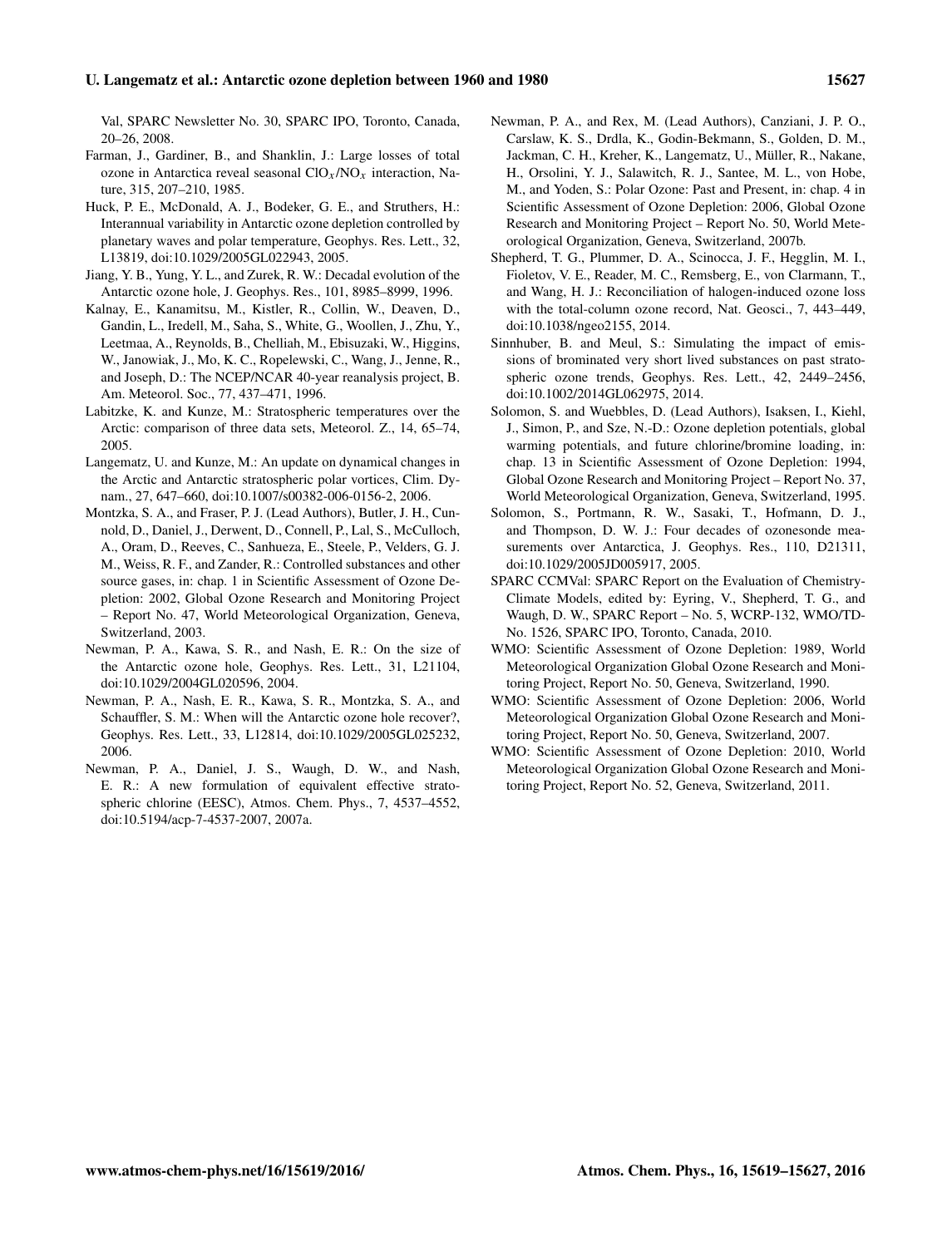Val, SPARC Newsletter No. 30, SPARC IPO, Toronto, Canada, 20–26, 2008.

Farman, J., Gardiner, B., and Shanklin, J.: Large losses of total ozone in Antarctica reveal seasonal $ClO_x/NO_x$ interaction, Nature, 315, 207–210, 1985.

Huck, P. E., McDonald, A. J., Bodeker, G. E., and Struthers, H.: Interannual variability in Antarctic ozone depletion controlled by planetary waves and polar temperature, Geophys. Res. Lett., 32, L13819, doi:10.1029/2005GL022943, 2005.

Jiang, Y. B., Yung, Y. L., and Zurek, R. W.: Decadal evolution of the Antarctic ozone hole, J. Geophys. Res., 101, 8985–8999, 1996.

Kalnay, E., Kanamitsu, M., Kistler, R., Collin, W., Deaven, D., Gandin, L., Iredell, M., Saha, S., White, G., Woollen, J., Zhu, Y., Leetmaa, A., Reynolds, B., Chelliah, M., Ebisuzaki, W., Higgins, W., Janowiak, J., Mo, K. C., Ropelewski, C., Wang, J., Jenne, R., and Joseph, D.: The NCEP/NCAR 40-year reanalysis project, B. Am. Meteorol. Soc., 77, 437–471, 1996.

Labitzke, K. and Kunze, M.: Stratospheric temperatures over the Arctic: comparison of three data sets, Meteorol. Z., 14, 65–74, 2005.

Langematz, U. and Kunze, M.: An update on dynamical changes in the Arctic and Antarctic stratospheric polar vortices, Clim. Dynam., 27, 647–660, doi:10.1007/s00382-006-0156-2, 2006.

Montzka, S. A., and Fraser, P. J. (Lead Authors), Butler, J. H., Cunnold, D., Daniel, J., Derwent, D., Connell, P., Lal, S., McCulloch, A., Oram, D., Reeves, C., Sanhueza, E., Steele, P., Velders, G. J. M., Weiss, R. F., and Zander, R.: Controlled substances and other source gases, in: chap. 1 in Scientific Assessment of Ozone Depletion: 2002, Global Ozone Research and Monitoring Project – Report No. 47, World Meteorological Organization, Geneva, Switzerland, 2003.

Newman, P. A., Kawa, S. R., and Nash, E. R.: On the size of the Antarctic ozone hole, Geophys. Res. Lett., 31, L21104, doi:10.1029/2004GL020596, 2004.

Newman, P. A., Nash, E. R., Kawa, S. R., Montzka, S. A., and Schauffler, S. M.: When will the Antarctic ozone hole recover?, Geophys. Res. Lett., 33, L12814, doi:10.1029/2005GL025232, 2006.

Newman, P. A., Daniel, J. S., Waugh, D. W., and Nash, E. R.: A new formulation of equivalent effective stratospheric chlorine (EESC), Atmos. Chem. Phys., 7, 4537–4552, doi:10.5194/acp-7-4537-2007, 2007a.

Newman, P. A., and Rex, M. (Lead Authors), Canziani, J. P. O., Carslaw, K. S., Drdla, K., Godin-Bekmann, S., Golden, D. M., Jackman, C. H., Kreher, K., Langematz, U., Müller, R., Nakane, H., Orsolini, Y. J., Salawitch, R. J., Santee, M. L., von Hobe, M., and Yoden, S.: Polar Ozone: Past and Present, in: chap. 4 in Scientific Assessment of Ozone Depletion: 2006, Global Ozone Research and Monitoring Project – Report No. 50, World Meteorological Organization, Geneva, Switzerland, 2007b.

Shepherd, T. G., Plummer, D. A., Scinocca, J. F., Hegglin, M. I., Fioletov, V. E., Reader, M. C., Remsberg, E., von Clarmann, T., and Wang, H. J.: Reconciliation of halogen-induced ozone loss with the total-column ozone record, Nat. Geosci., 7, 443–449, doi:10.1038/ngeo2155, 2014.

Sinnhuber, B. and Meul, S.: Simulating the impact of emissions of brominated very short lived substances on past stratospheric ozone trends, Geophys. Res. Lett., 42, 2449–2456, doi:10.1002/2014GL062975, 2014.

Solomon, S. and Wuebbles, D. (Lead Authors), Isaksen, I., Kiehl, J., Simon, P., and Sze, N.-D.: Ozone depletion potentials, global warming potentials, and future chlorine/bromine loading, in: chap. 13 in Scientific Assessment of Ozone Depletion: 1994, Global Ozone Research and Monitoring Project – Report No. 37, World Meteorological Organization, Geneva, Switzerland, 1995.

Solomon, S., Portmann, R. W., Sasaki, T., Hofmann, D. J., and Thompson, D. W. J.: Four decades of ozonesonde measurements over Antarctica, J. Geophys. Res., 110, D21311, doi:10.1029/2005JD005917, 2005.

SPARC CCMVal: SPARC Report on the Evaluation of Chemistry-Climate Models, edited by: Eyring, V., Shepherd, T. G., and Waugh, D. W., SPARC Report – No. 5, WCRP-132, WMO/TD-No. 1526, SPARC IPO, Toronto, Canada, 2010.

WMO: Scientific Assessment of Ozone Depletion: 1989, World Meteorological Organization Global Ozone Research and Monitoring Project, Report No. 50, Geneva, Switzerland, 1990.

WMO: Scientific Assessment of Ozone Depletion: 2006, World Meteorological Organization Global Ozone Research and Monitoring Project, Report No. 50, Geneva, Switzerland, 2007.

WMO: Scientific Assessment of Ozone Depletion: 2010, World Meteorological Organization Global Ozone Research and Monitoring Project, Report No. 52, Geneva, Switzerland, 2011.